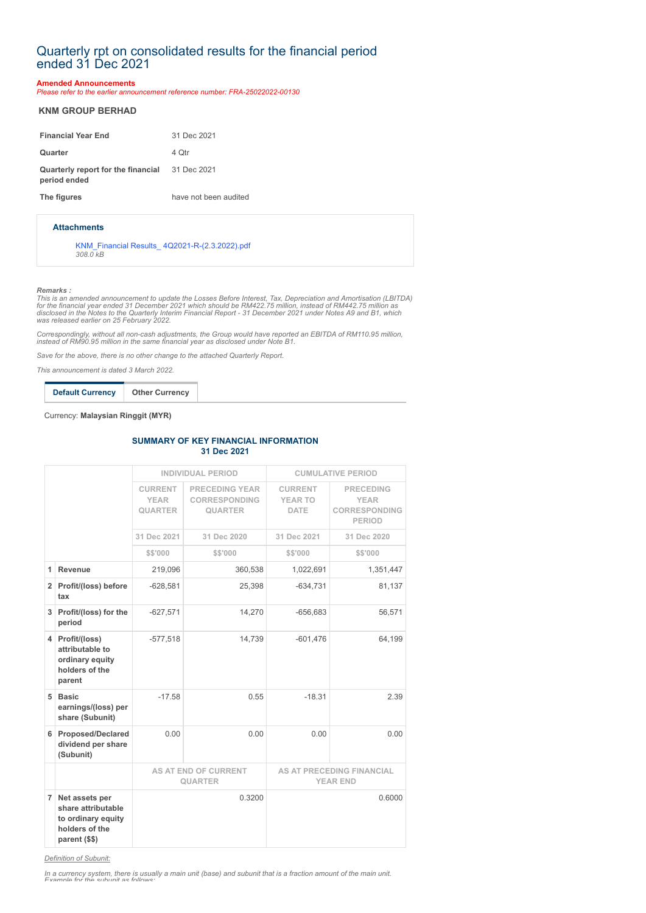# Quarterly rpt on consolidated results for the financial period ended 31 Dec 2021

**Amended Announcements**

*Please refer to the earlier announcement reference number: FRA-25022022-00130*

## KNM GROUP BERHAD

| | |
|---|---|
| **Financial Year End** | 31 Dec 2021 |
| **Quarter** | 4 Qtr |
| **Quarterly report for the financial period ended** | 31 Dec 2021 |
| **The figures** | have not been audited |

### Attachments

KNM_Financial Results_ 4Q2021-R-(2.3.2022).pdf
*308.0 kB*

***Remarks :***

*This is an amended announcement to update the Losses Before Interest, Tax, Depreciation and Amortisation (LBITDA) for the financial year ended 31 December 2021 which should be RM422.75 million, instead of RM442.75 million as disclosed in the Notes to the Quarterly Interim Financial Report - 31 December 2021 under Notes A9 and B1, which was released earlier on 25 February 2022.*

*Correspondingly, without all non-cash adjustments, the Group would have reported an EBITDA of RM110.95 million, instead of RM90.95 million in the same financial year as disclosed under Note B1.*

*Save for the above, there is no other change to the attached Quarterly Report.*

*This announcement is dated 3 March 2022.*

**Default Currency** | Other Currency

Currency: **Malaysian Ringgit (MYR)**

### SUMMARY OF KEY FINANCIAL INFORMATION
### 31 Dec 2021

| | | INDIVIDUAL PERIOD | | CUMULATIVE PERIOD | |
|---|---|---|---|---|---|
| | | CURRENT YEAR QUARTER | PRECEDING YEAR CORRESPONDING QUARTER | CURRENT YEAR TO DATE | PRECEDING YEAR CORRESPONDING PERIOD |
| | | 31 Dec 2021 | 31 Dec 2020 | 31 Dec 2021 | 31 Dec 2020 |
| | | $$'000 | $$'000 | $$'000 | $$'000 |
| 1 | **Revenue** | 219,096 | 360,538 | 1,022,691 | 1,351,447 |
| 2 | **Profit/(loss) before tax** | -628,581 | 25,398 | -634,731 | 81,137 |
| 3 | **Profit/(loss) for the period** | -627,571 | 14,270 | -656,683 | 56,571 |
| 4 | **Profit/(loss) attributable to ordinary equity holders of the parent** | -577,518 | 14,739 | -601,476 | 64,199 |
| 5 | **Basic earnings/(loss) per share (Subunit)** | -17.58 | 0.55 | -18.31 | 2.39 |
| 6 | **Proposed/Declared dividend per share (Subunit)** | 0.00 | 0.00 | 0.00 | 0.00 |
| | | AS AT END OF CURRENT QUARTER | | AS AT PRECEDING FINANCIAL YEAR END | |
| 7 | **Net assets per share attributable to ordinary equity holders of the parent ($$)** | 0.3200 | | 0.6000 | |

*Definition of Subunit:*

*In a currency system, there is usually a main unit (base) and subunit that is a fraction amount of the main unit. Example for the subunit as follows:*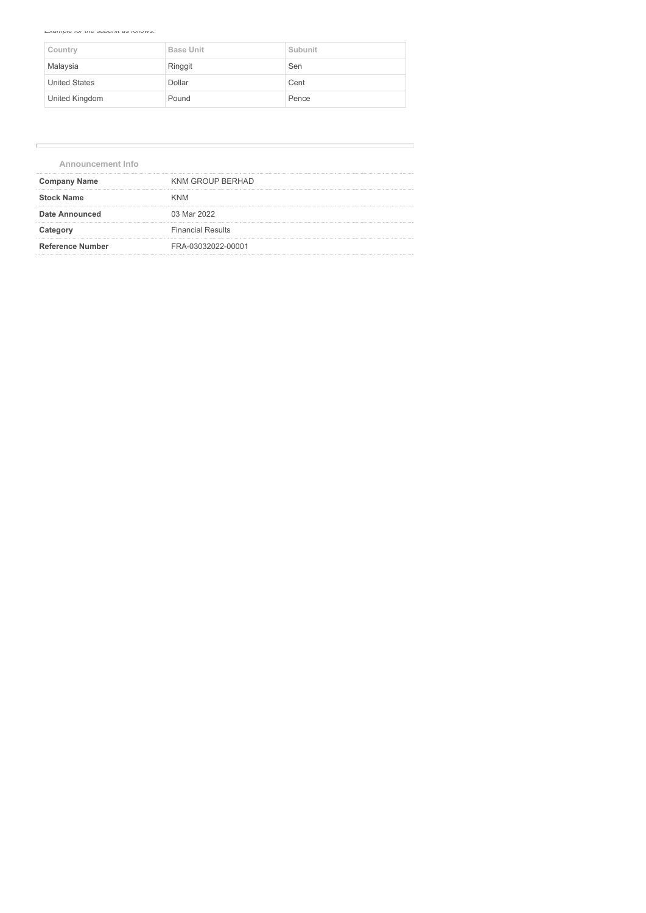*Example for the subunit as follows:*

| Country | Base Unit | Subunit |
| --- | --- | --- |
| Malaysia | Ringgit | Sen |
| United States | Dollar | Cent |
| United Kingdom | Pound | Pence |

---

**Announcement Info**

| | |
| --- | --- |
| **Company Name** | KNM GROUP BERHAD |
| **Stock Name** | KNM |
| **Date Announced** | 03 Mar 2022 |
| **Category** | Financial Results |
| **Reference Number** | FRA-03032022-00001 |